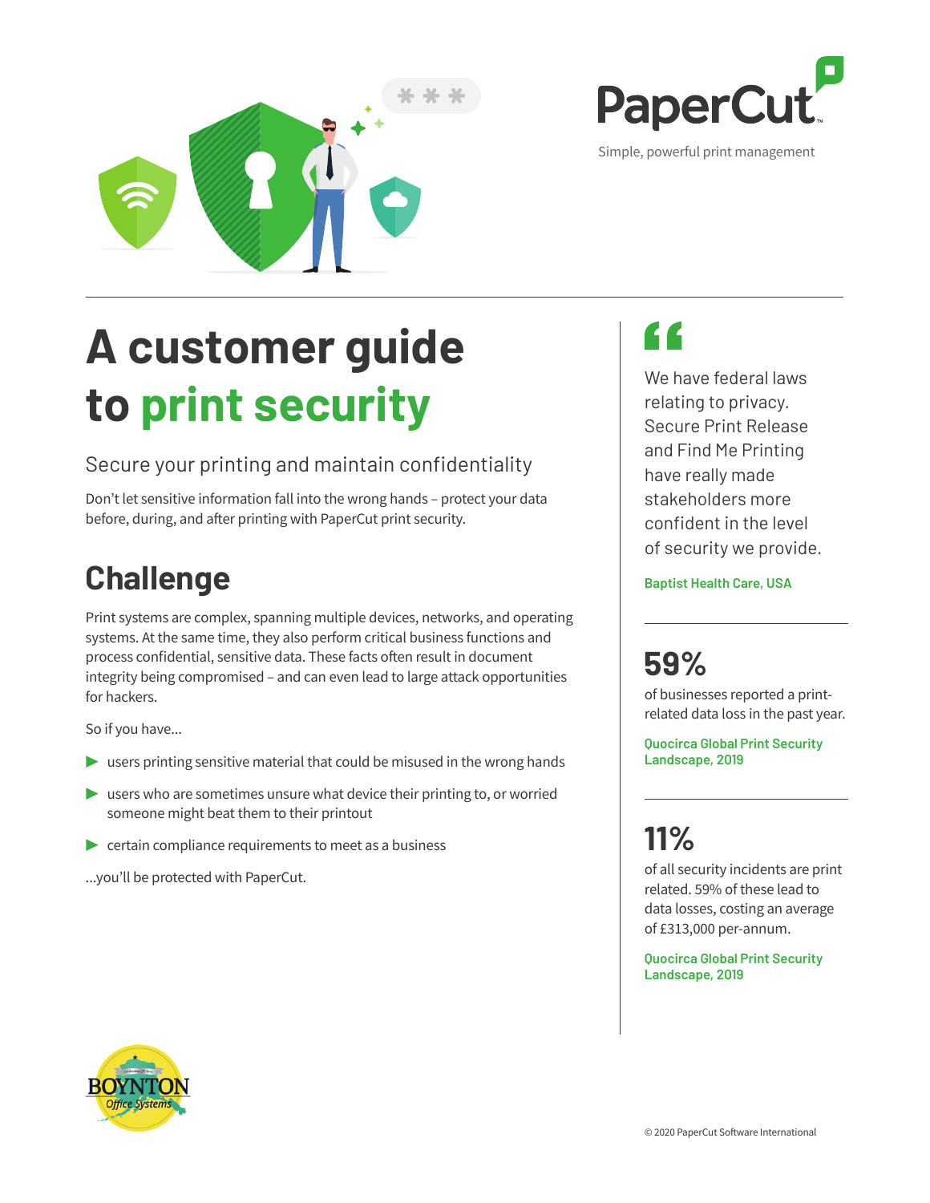PaperCut

Simple, powerful print management

# A customer guide to print security

## Secure your printing and maintain confidentiality

Don't let sensitive information fall into the wrong hands – protect your data before, during, and after printing with PaperCut print security.

## Challenge

Print systems are complex, spanning multiple devices, networks, and operating systems. At the same time, they also perform critical business functions and process confidential, sensitive data. These facts often result in document integrity being compromised – and can even lead to large attack opportunities for hackers.

So if you have...

- users printing sensitive material that could be misused in the wrong hands
- users who are sometimes unsure what device their printing to, or worried someone might beat them to their printout
- certain compliance requirements to meet as a business

...you'll be protected with PaperCut.

> We have federal laws relating to privacy. Secure Print Release and Find Me Printing have really made stakeholders more confident in the level of security we provide.
>
> **Baptist Health Care, USA**

**59%**

of businesses reported a print-related data loss in the past year.

**Quocirca Global Print Security Landscape, 2019**

**11%**

of all security incidents are print related. 59% of these lead to data losses, costing an average of £313,000 per-annum.

**Quocirca Global Print Security Landscape, 2019**

BOYNTON Office Systems

© 2020 PaperCut Software International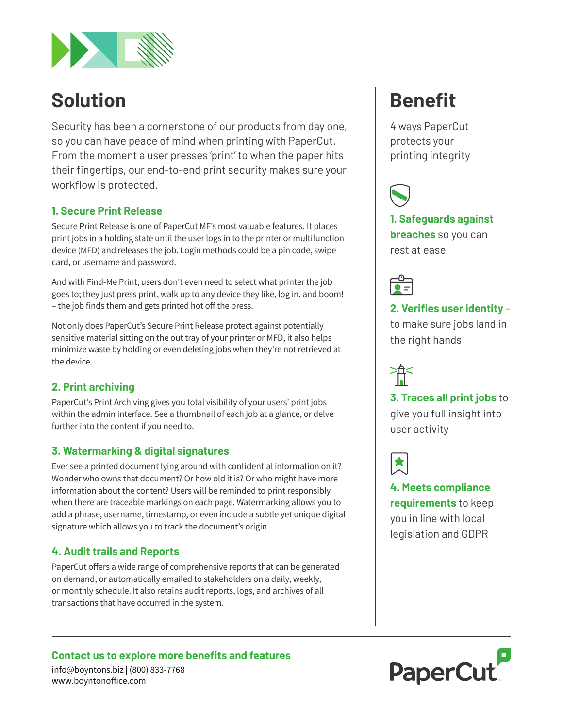# Solution

Security has been a cornerstone of our products from day one, so you can have peace of mind when printing with PaperCut. From the moment a user presses 'print' to when the paper hits their fingertips, our end-to-end print security makes sure your workflow is protected.

### 1. Secure Print Release

Secure Print Release is one of PaperCut MF's most valuable features. It places print jobs in a holding state until the user logs in to the printer or multifunction device (MFD) and releases the job. Login methods could be a pin code, swipe card, or username and password.

And with Find-Me Print, users don't even need to select what printer the job goes to; they just press print, walk up to any device they like, log in, and boom! – the job finds them and gets printed hot off the press.

Not only does PaperCut's Secure Print Release protect against potentially sensitive material sitting on the out tray of your printer or MFD, it also helps minimize waste by holding or even deleting jobs when they're not retrieved at the device.

### 2. Print archiving

PaperCut's Print Archiving gives you total visibility of your users' print jobs within the admin interface. See a thumbnail of each job at a glance, or delve further into the content if you need to.

### 3. Watermarking & digital signatures

Ever see a printed document lying around with confidential information on it? Wonder who owns that document? Or how old it is? Or who might have more information about the content? Users will be reminded to print responsibly when there are traceable markings on each page. Watermarking allows you to add a phrase, username, timestamp, or even include a subtle yet unique digital signature which allows you to track the document's origin.

### 4. Audit trails and Reports

PaperCut offers a wide range of comprehensive reports that can be generated on demand, or automatically emailed to stakeholders on a daily, weekly, or monthly schedule. It also retains audit reports, logs, and archives of all transactions that have occurred in the system.

# Benefit

4 ways PaperCut protects your printing integrity

**1. Safeguards against breaches** so you can rest at ease

**2. Verifies user identity** – to make sure jobs land in the right hands

**3. Traces all print jobs** to give you full insight into user activity

**4. Meets compliance requirements** to keep you in line with local legislation and GDPR

---

**Contact us to explore more benefits and features**

info@boyntons.biz | (800) 833-7768
www.boyntonoffice.com

PaperCut